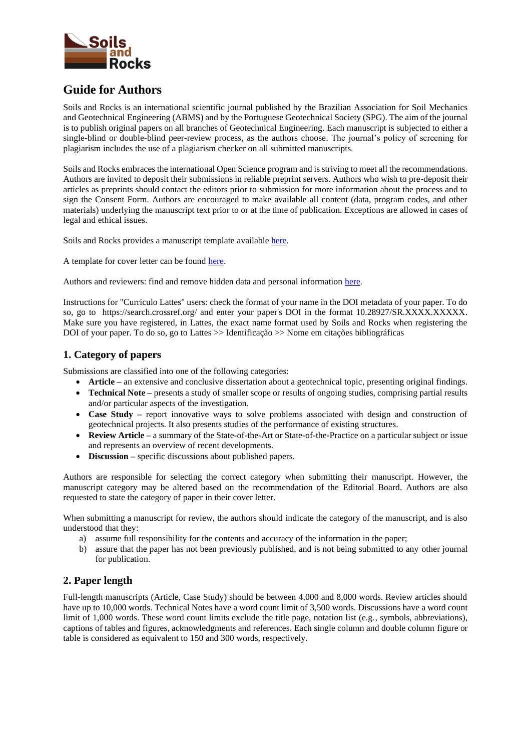# Guide for Authors

Soils and Rocks is an international scientific journal published by the Brazilian Association for Soil Mechanics and Geotechnical Engineering (ABMS) and by the Portuguese Geotechnical Society (SPG). The aim of the journal is to publish original papers on all branches of Geotechnical Engineering. Each manuscript is subjected to either a single-blind or double-blind peer-review process, as the authors choose. The journal's policy of screening for plagiarism includes the use of a plagiarism checker on all submitted manuscripts.

Soils and Rocks embraces the international Open Science program and is striving to meet all the recommendations. Authors are invited to deposit their submissions in reliable preprint servers. Authors who wish to pre-deposit their articles as preprints should contact the editors prior to submission for more information about the process and to sign the Consent Form. Authors are encouraged to make available all content (data, program codes, and other materials) underlying the manuscript text prior to or at the time of publication. Exceptions are allowed in cases of legal and ethical issues.

Soils and Rocks provides a manuscript template available here.

A template for cover letter can be found here.

Authors and reviewers: find and remove hidden data and personal information here.

Instructions for "Curriculo Lattes" users: check the format of your name in the DOI metadata of your paper. To do so, go to https://search.crossref.org/ and enter your paper's DOI in the format 10.28927/SR.XXXX.XXXXX. Make sure you have registered, in Lattes, the exact name format used by Soils and Rocks when registering the DOI of your paper. To do so, go to Lattes >> Identificação >> Nome em citações bibliográficas

## 1. Category of papers

Submissions are classified into one of the following categories:

- **Article** – an extensive and conclusive dissertation about a geotechnical topic, presenting original findings.
- **Technical Note** – presents a study of smaller scope or results of ongoing studies, comprising partial results and/or particular aspects of the investigation.
- **Case Study** – report innovative ways to solve problems associated with design and construction of geotechnical projects. It also presents studies of the performance of existing structures.
- **Review Article** – a summary of the State-of-the-Art or State-of-the-Practice on a particular subject or issue and represents an overview of recent developments.
- **Discussion** – specific discussions about published papers.

Authors are responsible for selecting the correct category when submitting their manuscript. However, the manuscript category may be altered based on the recommendation of the Editorial Board. Authors are also requested to state the category of paper in their cover letter.

When submitting a manuscript for review, the authors should indicate the category of the manuscript, and is also understood that they:

a) assume full responsibility for the contents and accuracy of the information in the paper;
b) assure that the paper has not been previously published, and is not being submitted to any other journal for publication.

## 2. Paper length

Full-length manuscripts (Article, Case Study) should be between 4,000 and 8,000 words. Review articles should have up to 10,000 words. Technical Notes have a word count limit of 3,500 words. Discussions have a word count limit of 1,000 words. These word count limits exclude the title page, notation list (e.g., symbols, abbreviations), captions of tables and figures, acknowledgments and references. Each single column and double column figure or table is considered as equivalent to 150 and 300 words, respectively.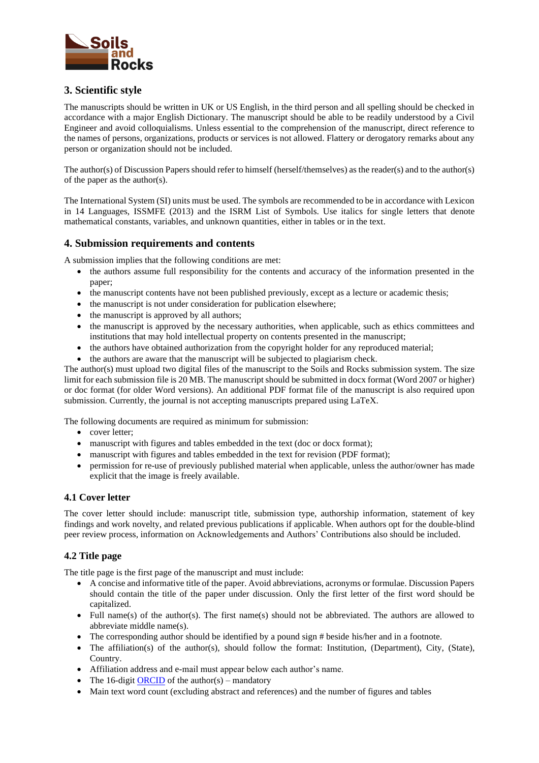## 3. Scientific style

The manuscripts should be written in UK or US English, in the third person and all spelling should be checked in accordance with a major English Dictionary. The manuscript should be able to be readily understood by a Civil Engineer and avoid colloquialisms. Unless essential to the comprehension of the manuscript, direct reference to the names of persons, organizations, products or services is not allowed. Flattery or derogatory remarks about any person or organization should not be included.

The author(s) of Discussion Papers should refer to himself (herself/themselves) as the reader(s) and to the author(s) of the paper as the author(s).

The International System (SI) units must be used. The symbols are recommended to be in accordance with Lexicon in 14 Languages, ISSMFE (2013) and the ISRM List of Symbols. Use italics for single letters that denote mathematical constants, variables, and unknown quantities, either in tables or in the text.

## 4. Submission requirements and contents

A submission implies that the following conditions are met:

- the authors assume full responsibility for the contents and accuracy of the information presented in the paper;
- the manuscript contents have not been published previously, except as a lecture or academic thesis;
- the manuscript is not under consideration for publication elsewhere;
- the manuscript is approved by all authors;
- the manuscript is approved by the necessary authorities, when applicable, such as ethics committees and institutions that may hold intellectual property on contents presented in the manuscript;
- the authors have obtained authorization from the copyright holder for any reproduced material;
- the authors are aware that the manuscript will be subjected to plagiarism check.

The author(s) must upload two digital files of the manuscript to the Soils and Rocks submission system. The size limit for each submission file is 20 MB. The manuscript should be submitted in docx format (Word 2007 or higher) or doc format (for older Word versions). An additional PDF format file of the manuscript is also required upon submission. Currently, the journal is not accepting manuscripts prepared using LaTeX.

The following documents are required as minimum for submission:

- cover letter;
- manuscript with figures and tables embedded in the text (doc or docx format);
- manuscript with figures and tables embedded in the text for revision (PDF format);
- permission for re-use of previously published material when applicable, unless the author/owner has made explicit that the image is freely available.

### 4.1 Cover letter

The cover letter should include: manuscript title, submission type, authorship information, statement of key findings and work novelty, and related previous publications if applicable. When authors opt for the double-blind peer review process, information on Acknowledgements and Authors' Contributions also should be included.

### 4.2 Title page

The title page is the first page of the manuscript and must include:

- A concise and informative title of the paper. Avoid abbreviations, acronyms or formulae. Discussion Papers should contain the title of the paper under discussion. Only the first letter of the first word should be capitalized.
- Full name(s) of the author(s). The first name(s) should not be abbreviated. The authors are allowed to abbreviate middle name(s).
- The corresponding author should be identified by a pound sign # beside his/her and in a footnote.
- The affiliation(s) of the author(s), should follow the format: Institution, (Department), City, (State), Country.
- Affiliation address and e-mail must appear below each author's name.
- The 16-digit ORCID of the author(s) – mandatory
- Main text word count (excluding abstract and references) and the number of figures and tables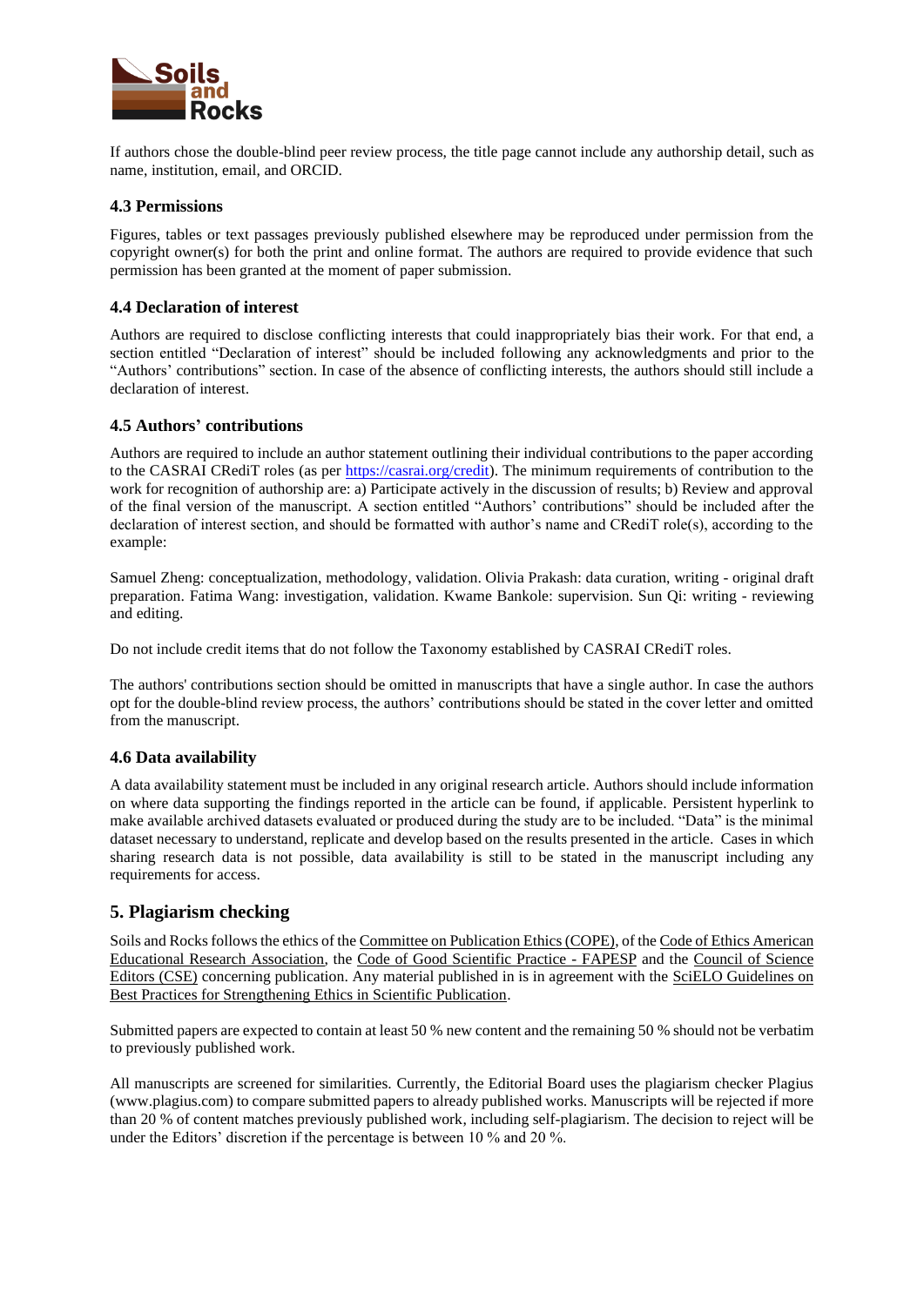If authors chose the double-blind peer review process, the title page cannot include any authorship detail, such as name, institution, email, and ORCID.

### 4.3 Permissions

Figures, tables or text passages previously published elsewhere may be reproduced under permission from the copyright owner(s) for both the print and online format. The authors are required to provide evidence that such permission has been granted at the moment of paper submission.

### 4.4 Declaration of interest

Authors are required to disclose conflicting interests that could inappropriately bias their work. For that end, a section entitled "Declaration of interest" should be included following any acknowledgments and prior to the "Authors' contributions" section. In case of the absence of conflicting interests, the authors should still include a declaration of interest.

### 4.5 Authors' contributions

Authors are required to include an author statement outlining their individual contributions to the paper according to the CASRAI CRediT roles (as per https://casrai.org/credit). The minimum requirements of contribution to the work for recognition of authorship are: a) Participate actively in the discussion of results; b) Review and approval of the final version of the manuscript. A section entitled "Authors' contributions" should be included after the declaration of interest section, and should be formatted with author's name and CRediT role(s), according to the example:

Samuel Zheng: conceptualization, methodology, validation. Olivia Prakash: data curation, writing - original draft preparation. Fatima Wang: investigation, validation. Kwame Bankole: supervision. Sun Qi: writing - reviewing and editing.

Do not include credit items that do not follow the Taxonomy established by CASRAI CRediT roles.

The authors' contributions section should be omitted in manuscripts that have a single author. In case the authors opt for the double-blind review process, the authors' contributions should be stated in the cover letter and omitted from the manuscript.

### 4.6 Data availability

A data availability statement must be included in any original research article. Authors should include information on where data supporting the findings reported in the article can be found, if applicable. Persistent hyperlink to make available archived datasets evaluated or produced during the study are to be included. "Data" is the minimal dataset necessary to understand, replicate and develop based on the results presented in the article. Cases in which sharing research data is not possible, data availability is still to be stated in the manuscript including any requirements for access.

## 5. Plagiarism checking

Soils and Rocks follows the ethics of the Committee on Publication Ethics (COPE), of the Code of Ethics American Educational Research Association, the Code of Good Scientific Practice - FAPESP and the Council of Science Editors (CSE) concerning publication. Any material published in is in agreement with the SciELO Guidelines on Best Practices for Strengthening Ethics in Scientific Publication.

Submitted papers are expected to contain at least 50 % new content and the remaining 50 % should not be verbatim to previously published work.

All manuscripts are screened for similarities. Currently, the Editorial Board uses the plagiarism checker Plagius (www.plagius.com) to compare submitted papers to already published works. Manuscripts will be rejected if more than 20 % of content matches previously published work, including self-plagiarism. The decision to reject will be under the Editors' discretion if the percentage is between 10 % and 20 %.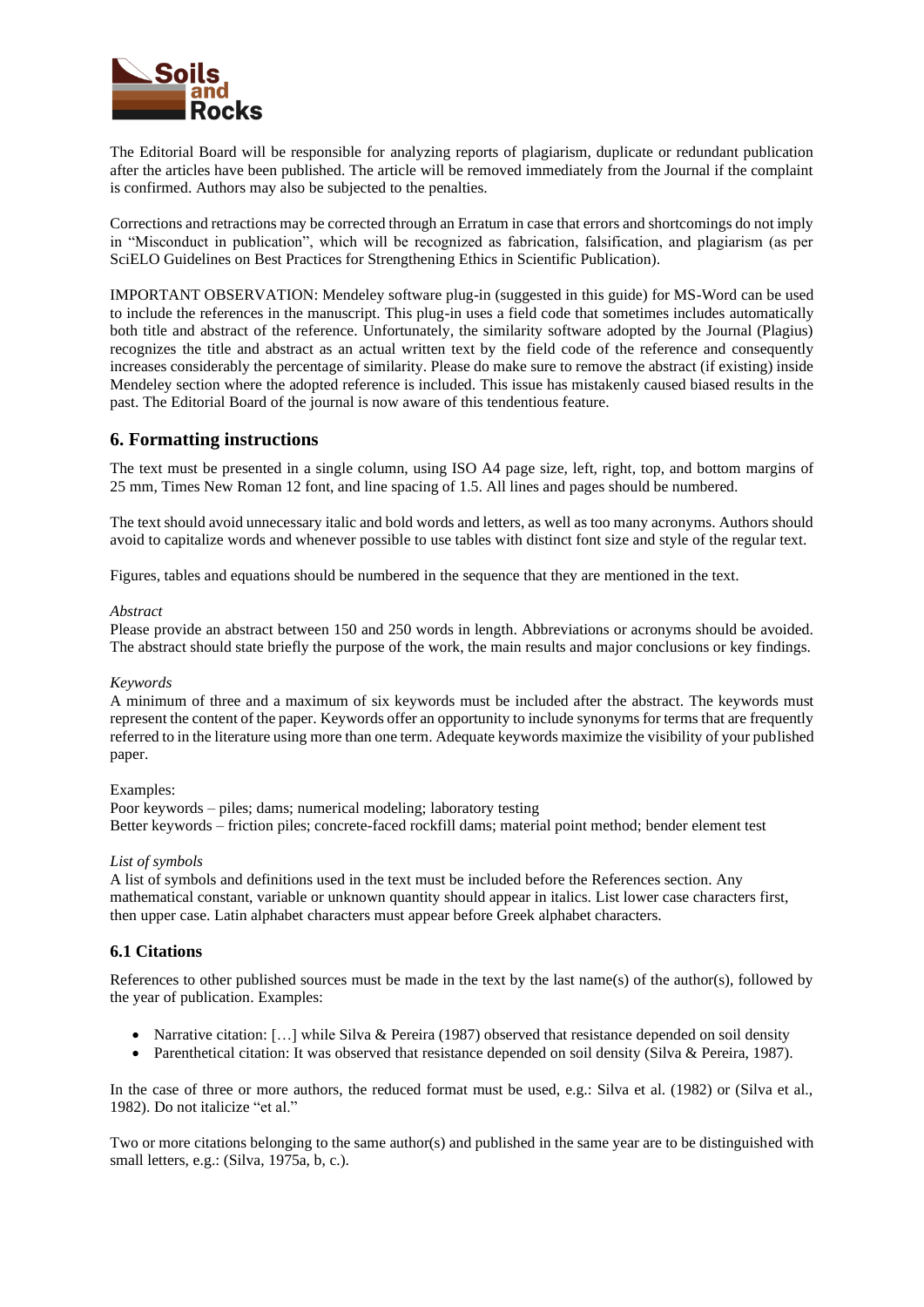The Editorial Board will be responsible for analyzing reports of plagiarism, duplicate or redundant publication after the articles have been published. The article will be removed immediately from the Journal if the complaint is confirmed. Authors may also be subjected to the penalties.

Corrections and retractions may be corrected through an Erratum in case that errors and shortcomings do not imply in "Misconduct in publication", which will be recognized as fabrication, falsification, and plagiarism (as per SciELO Guidelines on Best Practices for Strengthening Ethics in Scientific Publication).

IMPORTANT OBSERVATION: Mendeley software plug-in (suggested in this guide) for MS-Word can be used to include the references in the manuscript. This plug-in uses a field code that sometimes includes automatically both title and abstract of the reference. Unfortunately, the similarity software adopted by the Journal (Plagius) recognizes the title and abstract as an actual written text by the field code of the reference and consequently increases considerably the percentage of similarity. Please do make sure to remove the abstract (if existing) inside Mendeley section where the adopted reference is included. This issue has mistakenly caused biased results in the past. The Editorial Board of the journal is now aware of this tendentious feature.

## 6. Formatting instructions

The text must be presented in a single column, using ISO A4 page size, left, right, top, and bottom margins of 25 mm, Times New Roman 12 font, and line spacing of 1.5. All lines and pages should be numbered.

The text should avoid unnecessary italic and bold words and letters, as well as too many acronyms. Authors should avoid to capitalize words and whenever possible to use tables with distinct font size and style of the regular text.

Figures, tables and equations should be numbered in the sequence that they are mentioned in the text.

*Abstract*
Please provide an abstract between 150 and 250 words in length. Abbreviations or acronyms should be avoided. The abstract should state briefly the purpose of the work, the main results and major conclusions or key findings.

*Keywords*
A minimum of three and a maximum of six keywords must be included after the abstract. The keywords must represent the content of the paper. Keywords offer an opportunity to include synonyms for terms that are frequently referred to in the literature using more than one term. Adequate keywords maximize the visibility of your published paper.

Examples:
Poor keywords – piles; dams; numerical modeling; laboratory testing
Better keywords – friction piles; concrete-faced rockfill dams; material point method; bender element test

*List of symbols*
A list of symbols and definitions used in the text must be included before the References section. Any mathematical constant, variable or unknown quantity should appear in italics. List lower case characters first, then upper case. Latin alphabet characters must appear before Greek alphabet characters.

### 6.1 Citations

References to other published sources must be made in the text by the last name(s) of the author(s), followed by the year of publication. Examples:

- Narrative citation: […] while Silva & Pereira (1987) observed that resistance depended on soil density
- Parenthetical citation: It was observed that resistance depended on soil density (Silva & Pereira, 1987).

In the case of three or more authors, the reduced format must be used, e.g.: Silva et al. (1982) or (Silva et al., 1982). Do not italicize "et al."

Two or more citations belonging to the same author(s) and published in the same year are to be distinguished with small letters, e.g.: (Silva, 1975a, b, c.).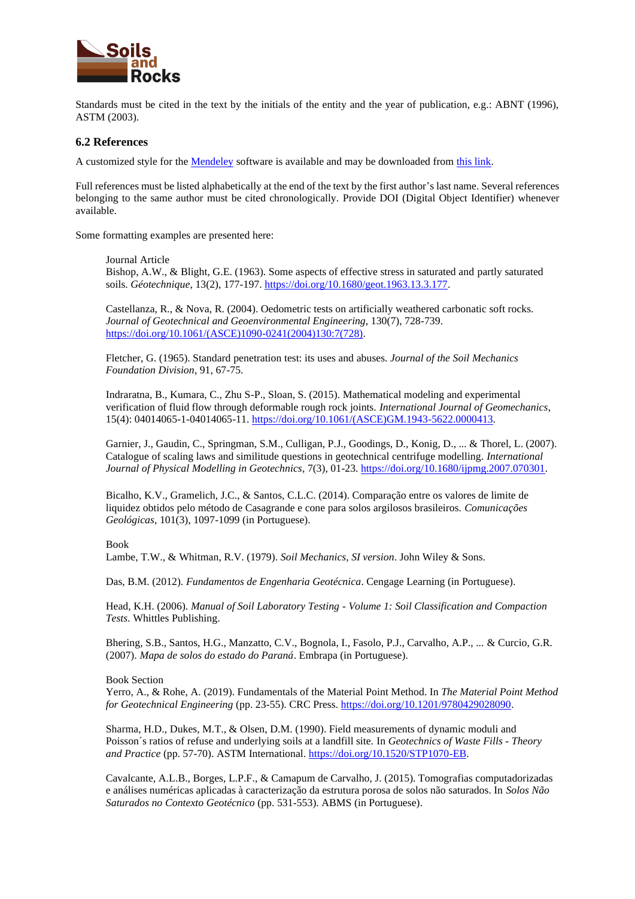Standards must be cited in the text by the initials of the entity and the year of publication, e.g.: ABNT (1996), ASTM (2003).

### 6.2 References

A customized style for the Mendeley software is available and may be downloaded from this link.

Full references must be listed alphabetically at the end of the text by the first author's last name. Several references belonging to the same author must be cited chronologically. Provide DOI (Digital Object Identifier) whenever available.

Some formatting examples are presented here:

Journal Article

Bishop, A.W., & Blight, G.E. (1963). Some aspects of effective stress in saturated and partly saturated soils. *Géotechnique*, 13(2), 177-197. https://doi.org/10.1680/geot.1963.13.3.177.

Castellanza, R., & Nova, R. (2004). Oedometric tests on artificially weathered carbonatic soft rocks. *Journal of Geotechnical and Geoenvironmental Engineering*, 130(7), 728-739. https://doi.org/10.1061/(ASCE)1090-0241(2004)130:7(728).

Fletcher, G. (1965). Standard penetration test: its uses and abuses. *Journal of the Soil Mechanics Foundation Division*, 91, 67-75.

Indraratna, B., Kumara, C., Zhu S-P., Sloan, S. (2015). Mathematical modeling and experimental verification of fluid flow through deformable rough rock joints. *International Journal of Geomechanics*, 15(4): 04014065-1-04014065-11. https://doi.org/10.1061/(ASCE)GM.1943-5622.0000413.

Garnier, J., Gaudin, C., Springman, S.M., Culligan, P.J., Goodings, D., Konig, D., ... & Thorel, L. (2007). Catalogue of scaling laws and similitude questions in geotechnical centrifuge modelling. *International Journal of Physical Modelling in Geotechnics*, 7(3), 01-23. https://doi.org/10.1680/ijpmg.2007.070301.

Bicalho, K.V., Gramelich, J.C., & Santos, C.L.C. (2014). Comparação entre os valores de limite de liquidez obtidos pelo método de Casagrande e cone para solos argilosos brasileiros. *Comunicações Geológicas*, 101(3), 1097-1099 (in Portuguese).

Book

Lambe, T.W., & Whitman, R.V. (1979). *Soil Mechanics, SI version*. John Wiley & Sons.

Das, B.M. (2012). *Fundamentos de Engenharia Geotécnica*. Cengage Learning (in Portuguese).

Head, K.H. (2006). *Manual of Soil Laboratory Testing - Volume 1: Soil Classification and Compaction Tests.* Whittles Publishing.

Bhering, S.B., Santos, H.G., Manzatto, C.V., Bognola, I., Fasolo, P.J., Carvalho, A.P., ... & Curcio, G.R. (2007). *Mapa de solos do estado do Paraná*. Embrapa (in Portuguese).

Book Section

Yerro, A., & Rohe, A. (2019). Fundamentals of the Material Point Method. In *The Material Point Method for Geotechnical Engineering* (pp. 23-55). CRC Press. https://doi.org/10.1201/9780429028090.

Sharma, H.D., Dukes, M.T., & Olsen, D.M. (1990). Field measurements of dynamic moduli and Poisson´s ratios of refuse and underlying soils at a landfill site. In *Geotechnics of Waste Fills - Theory and Practice* (pp. 57-70). ASTM International. https://doi.org/10.1520/STP1070-EB.

Cavalcante, A.L.B., Borges, L.P.F., & Camapum de Carvalho, J. (2015). Tomografias computadorizadas e análises numéricas aplicadas à caracterização da estrutura porosa de solos não saturados. In *Solos Não Saturados no Contexto Geotécnico* (pp. 531-553). ABMS (in Portuguese).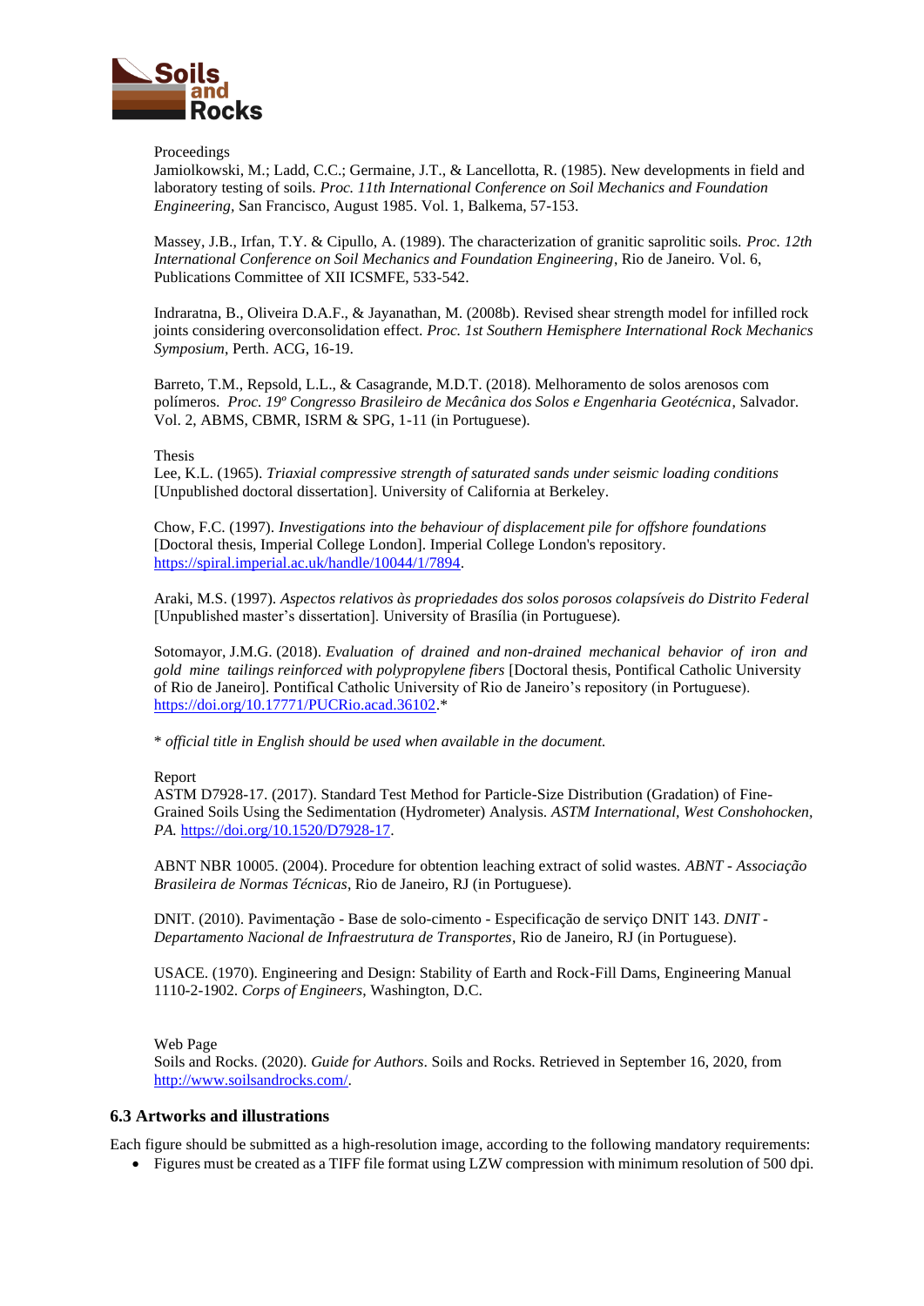Proceedings

Jamiolkowski, M.; Ladd, C.C.; Germaine, J.T., & Lancellotta, R. (1985). New developments in field and laboratory testing of soils. *Proc. 11th International Conference on Soil Mechanics and Foundation Engineering*, San Francisco, August 1985. Vol. 1, Balkema, 57-153.

Massey, J.B., Irfan, T.Y. & Cipullo, A. (1989). The characterization of granitic saprolitic soils. *Proc. 12th International Conference on Soil Mechanics and Foundation Engineering*, Rio de Janeiro. Vol. 6, Publications Committee of XII ICSMFE, 533-542.

Indraratna, B., Oliveira D.A.F., & Jayanathan, M. (2008b). Revised shear strength model for infilled rock joints considering overconsolidation effect. *Proc. 1st Southern Hemisphere International Rock Mechanics Symposium*, Perth. ACG, 16-19.

Barreto, T.M., Repsold, L.L., & Casagrande, M.D.T. (2018). Melhoramento de solos arenosos com polímeros. *Proc. 19º Congresso Brasileiro de Mecânica dos Solos e Engenharia Geotécnica*, Salvador. Vol. 2, ABMS, CBMR, ISRM & SPG, 1-11 (in Portuguese).

Thesis

Lee, K.L. (1965). *Triaxial compressive strength of saturated sands under seismic loading conditions* [Unpublished doctoral dissertation]. University of California at Berkeley.

Chow, F.C. (1997). *Investigations into the behaviour of displacement pile for offshore foundations* [Doctoral thesis, Imperial College London]. Imperial College London's repository. https://spiral.imperial.ac.uk/handle/10044/1/7894.

Araki, M.S. (1997). *Aspectos relativos às propriedades dos solos porosos colapsíveis do Distrito Federal* [Unpublished master's dissertation]. University of Brasília (in Portuguese).

Sotomayor, J.M.G. (2018). *Evaluation of drained and non-drained mechanical behavior of iron and gold mine tailings reinforced with polypropylene fibers* [Doctoral thesis, Pontifical Catholic University of Rio de Janeiro]. Pontifical Catholic University of Rio de Janeiro's repository (in Portuguese). https://doi.org/10.17771/PUCRio.acad.36102.*

* *official title in English should be used when available in the document.*

Report

ASTM D7928-17. (2017). Standard Test Method for Particle-Size Distribution (Gradation) of Fine-Grained Soils Using the Sedimentation (Hydrometer) Analysis. *ASTM International, West Conshohocken, PA.* https://doi.org/10.1520/D7928-17.

ABNT NBR 10005. (2004). Procedure for obtention leaching extract of solid wastes. *ABNT - Associação Brasileira de Normas Técnicas*, Rio de Janeiro, RJ (in Portuguese).

DNIT. (2010). Pavimentação - Base de solo-cimento - Especificação de serviço DNIT 143. *DNIT - Departamento Nacional de Infraestrutura de Transportes*, Rio de Janeiro, RJ (in Portuguese).

USACE. (1970). Engineering and Design: Stability of Earth and Rock-Fill Dams, Engineering Manual 1110-2-1902. *Corps of Engineers*, Washington, D.C.

Web Page

Soils and Rocks. (2020). *Guide for Authors*. Soils and Rocks. Retrieved in September 16, 2020, from http://www.soilsandrocks.com/.

### 6.3 Artworks and illustrations

Each figure should be submitted as a high-resolution image, according to the following mandatory requirements:

- Figures must be created as a TIFF file format using LZW compression with minimum resolution of 500 dpi.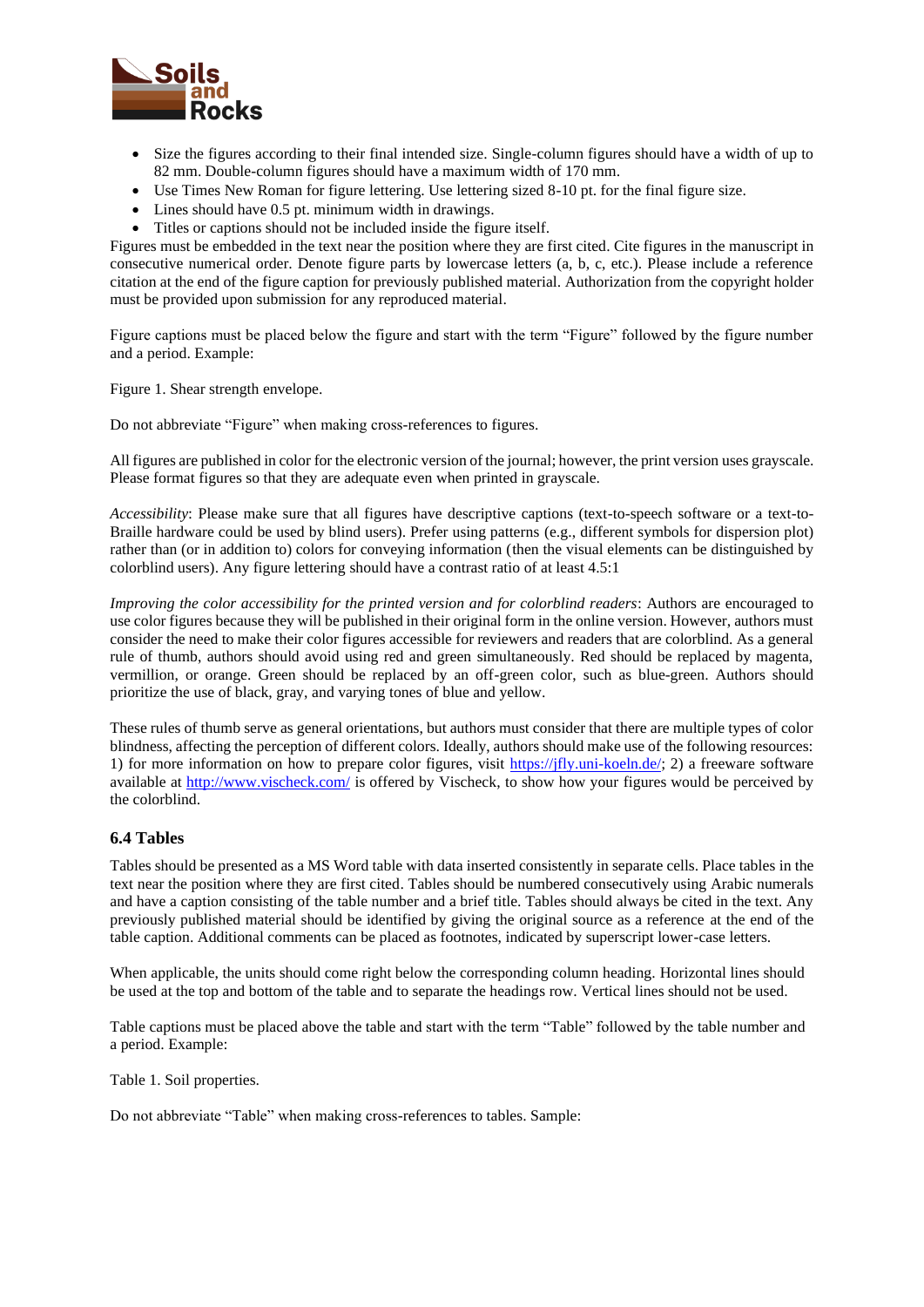- Size the figures according to their final intended size. Single-column figures should have a width of up to 82 mm. Double-column figures should have a maximum width of 170 mm.
- Use Times New Roman for figure lettering. Use lettering sized 8-10 pt. for the final figure size.
- Lines should have 0.5 pt. minimum width in drawings.
- Titles or captions should not be included inside the figure itself.

Figures must be embedded in the text near the position where they are first cited. Cite figures in the manuscript in consecutive numerical order. Denote figure parts by lowercase letters (a, b, c, etc.). Please include a reference citation at the end of the figure caption for previously published material. Authorization from the copyright holder must be provided upon submission for any reproduced material.

Figure captions must be placed below the figure and start with the term "Figure" followed by the figure number and a period. Example:

Figure 1. Shear strength envelope.

Do not abbreviate "Figure" when making cross-references to figures.

All figures are published in color for the electronic version of the journal; however, the print version uses grayscale. Please format figures so that they are adequate even when printed in grayscale.

*Accessibility*: Please make sure that all figures have descriptive captions (text-to-speech software or a text-to-Braille hardware could be used by blind users). Prefer using patterns (e.g., different symbols for dispersion plot) rather than (or in addition to) colors for conveying information (then the visual elements can be distinguished by colorblind users). Any figure lettering should have a contrast ratio of at least 4.5:1

*Improving the color accessibility for the printed version and for colorblind readers*: Authors are encouraged to use color figures because they will be published in their original form in the online version. However, authors must consider the need to make their color figures accessible for reviewers and readers that are colorblind. As a general rule of thumb, authors should avoid using red and green simultaneously. Red should be replaced by magenta, vermillion, or orange. Green should be replaced by an off-green color, such as blue-green. Authors should prioritize the use of black, gray, and varying tones of blue and yellow.

These rules of thumb serve as general orientations, but authors must consider that there are multiple types of color blindness, affecting the perception of different colors. Ideally, authors should make use of the following resources: 1) for more information on how to prepare color figures, visit https://jfly.uni-koeln.de/; 2) a freeware software available at http://www.vischeck.com/ is offered by Vischeck, to show how your figures would be perceived by the colorblind.

### 6.4 Tables

Tables should be presented as a MS Word table with data inserted consistently in separate cells. Place tables in the text near the position where they are first cited. Tables should be numbered consecutively using Arabic numerals and have a caption consisting of the table number and a brief title. Tables should always be cited in the text. Any previously published material should be identified by giving the original source as a reference at the end of the table caption. Additional comments can be placed as footnotes, indicated by superscript lower-case letters.

When applicable, the units should come right below the corresponding column heading. Horizontal lines should be used at the top and bottom of the table and to separate the headings row. Vertical lines should not be used.

Table captions must be placed above the table and start with the term "Table" followed by the table number and a period. Example:

Table 1. Soil properties.

Do not abbreviate "Table" when making cross-references to tables. Sample: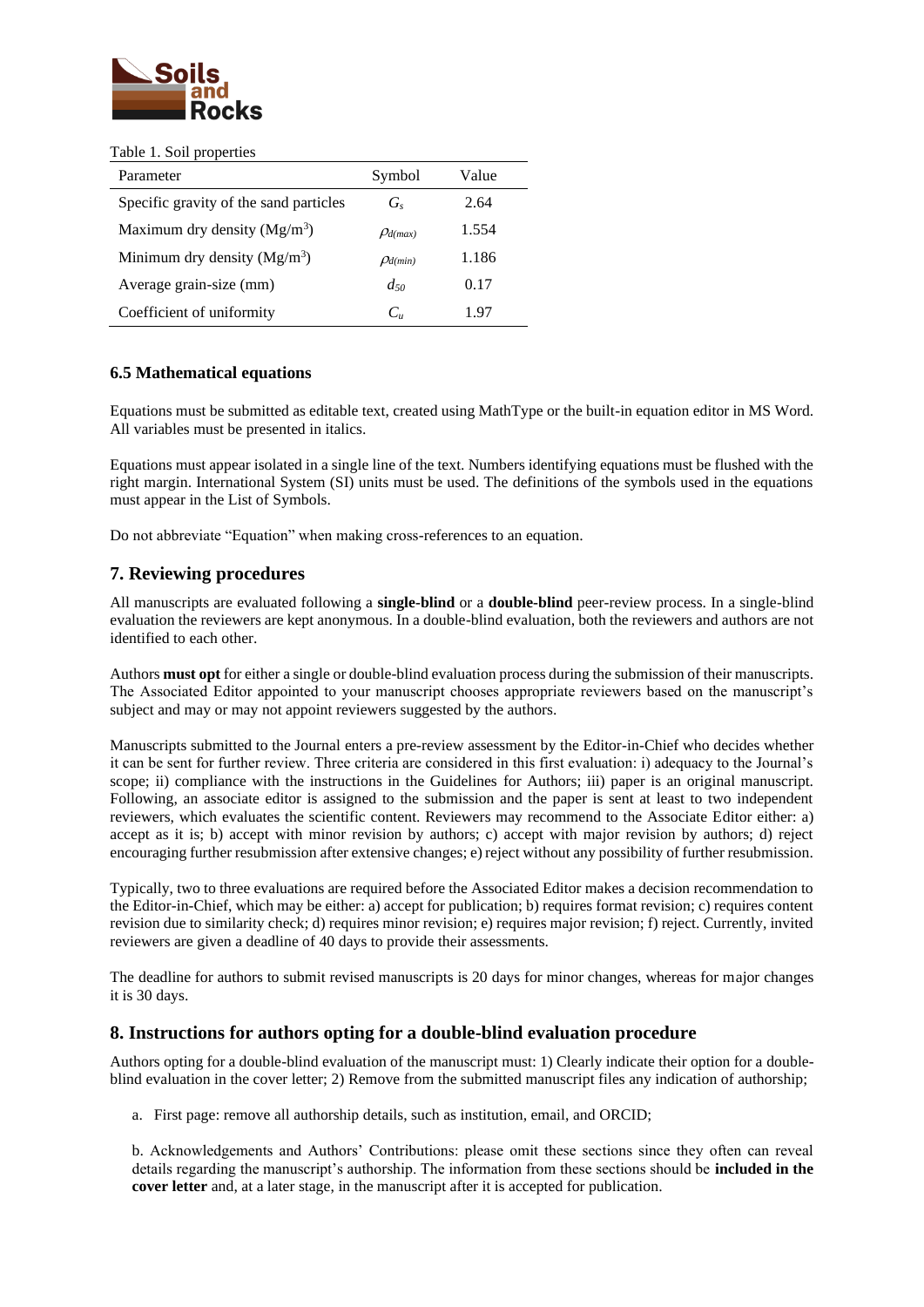Table 1. Soil properties

| Parameter | Symbol | Value |
|---|---|---|
| Specific gravity of the sand particles | $G_s$ | 2.64 |
| Maximum dry density (Mg/m$^3$) | $\rho_{d(max)}$ | 1.554 |
| Minimum dry density (Mg/m$^3$) | $\rho_{d(min)}$ | 1.186 |
| Average grain-size (mm) | $d_{50}$ | 0.17 |
| Coefficient of uniformity | $C_u$ | 1.97 |

### 6.5 Mathematical equations

Equations must be submitted as editable text, created using MathType or the built-in equation editor in MS Word. All variables must be presented in italics.

Equations must appear isolated in a single line of the text. Numbers identifying equations must be flushed with the right margin. International System (SI) units must be used. The definitions of the symbols used in the equations must appear in the List of Symbols.

Do not abbreviate "Equation" when making cross-references to an equation.

## 7. Reviewing procedures

All manuscripts are evaluated following a **single-blind** or a **double-blind** peer-review process. In a single-blind evaluation the reviewers are kept anonymous. In a double-blind evaluation, both the reviewers and authors are not identified to each other.

Authors **must opt** for either a single or double-blind evaluation process during the submission of their manuscripts. The Associated Editor appointed to your manuscript chooses appropriate reviewers based on the manuscript's subject and may or may not appoint reviewers suggested by the authors.

Manuscripts submitted to the Journal enters a pre-review assessment by the Editor-in-Chief who decides whether it can be sent for further review. Three criteria are considered in this first evaluation: i) adequacy to the Journal's scope; ii) compliance with the instructions in the Guidelines for Authors; iii) paper is an original manuscript. Following, an associate editor is assigned to the submission and the paper is sent at least to two independent reviewers, which evaluates the scientific content. Reviewers may recommend to the Associate Editor either: a) accept as it is; b) accept with minor revision by authors; c) accept with major revision by authors; d) reject encouraging further resubmission after extensive changes; e) reject without any possibility of further resubmission.

Typically, two to three evaluations are required before the Associated Editor makes a decision recommendation to the Editor-in-Chief, which may be either: a) accept for publication; b) requires format revision; c) requires content revision due to similarity check; d) requires minor revision; e) requires major revision; f) reject. Currently, invited reviewers are given a deadline of 40 days to provide their assessments.

The deadline for authors to submit revised manuscripts is 20 days for minor changes, whereas for major changes it is 30 days.

## 8. Instructions for authors opting for a double-blind evaluation procedure

Authors opting for a double-blind evaluation of the manuscript must: 1) Clearly indicate their option for a double-blind evaluation in the cover letter; 2) Remove from the submitted manuscript files any indication of authorship;

a. First page: remove all authorship details, such as institution, email, and ORCID;

b. Acknowledgements and Authors' Contributions: please omit these sections since they often can reveal details regarding the manuscript's authorship. The information from these sections should be **included in the cover letter** and, at a later stage, in the manuscript after it is accepted for publication.